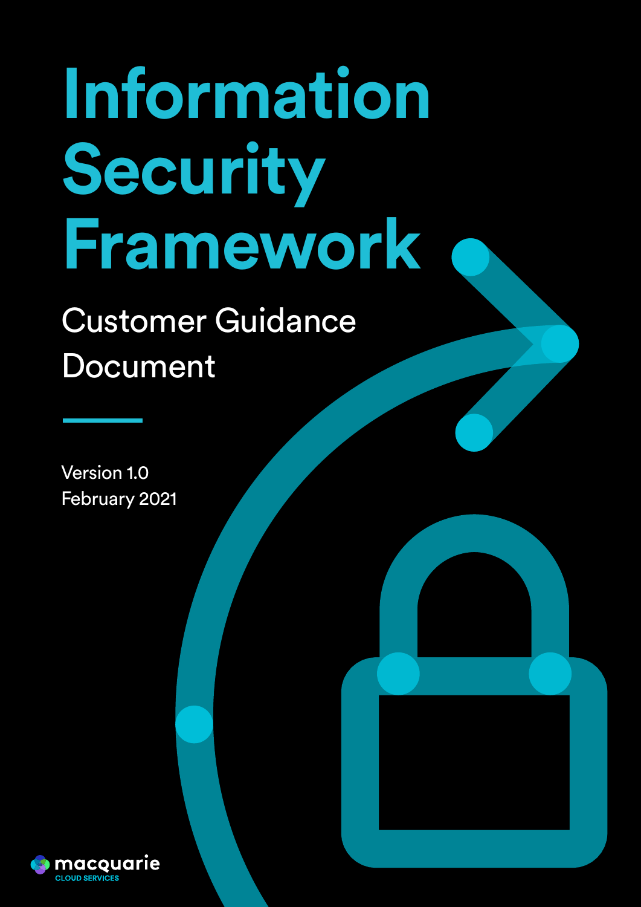# Information Security Framework

## Customer Guidance Document

Version 1.0
February 2021

macquarie
CLOUD SERVICES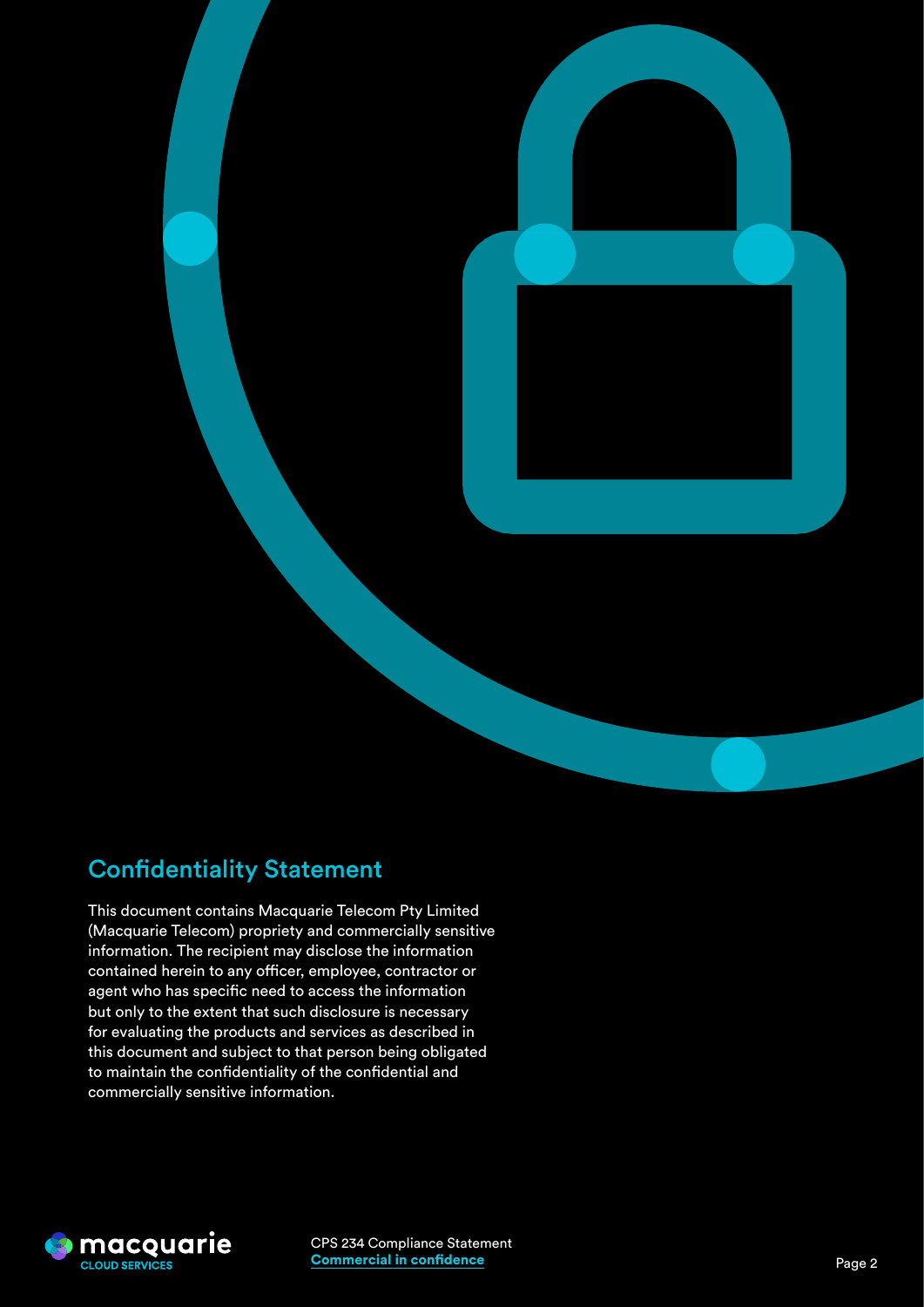## Confidentiality Statement

This document contains Macquarie Telecom Pty Limited (Macquarie Telecom) propriety and commercially sensitive information. The recipient may disclose the information contained herein to any officer, employee, contractor or agent who has specific need to access the information but only to the extent that such disclosure is necessary for evaluating the products and services as described in this document and subject to that person being obligated to maintain the confidentiality of the confidential and commercially sensitive information.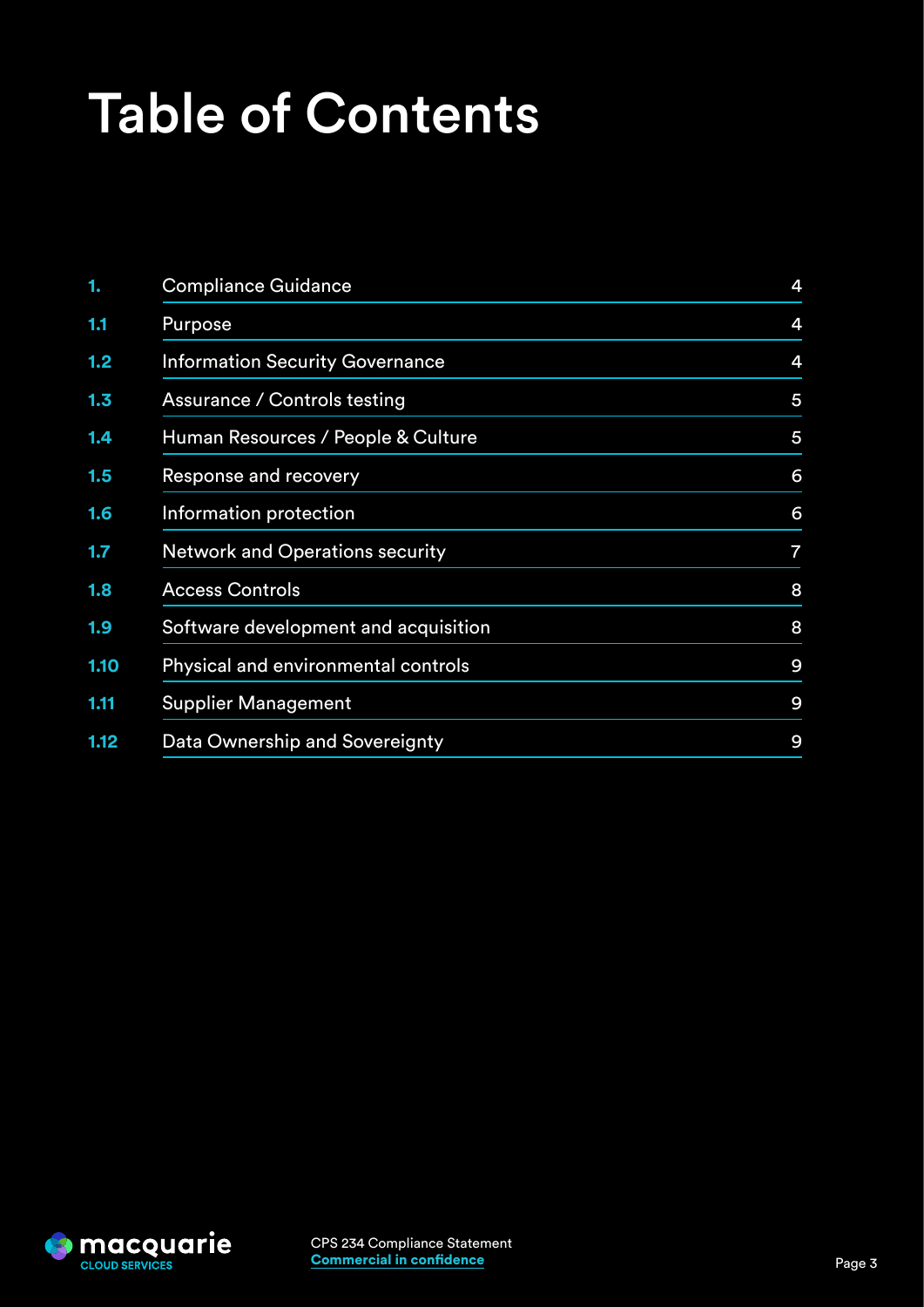# Table of Contents

| | | |
|---|---|---|
| 1. | Compliance Guidance | 4 |
| 1.1 | Purpose | 4 |
| 1.2 | Information Security Governance | 4 |
| 1.3 | Assurance / Controls testing | 5 |
| 1.4 | Human Resources / People & Culture | 5 |
| 1.5 | Response and recovery | 6 |
| 1.6 | Information protection | 6 |
| 1.7 | Network and Operations security | 7 |
| 1.8 | Access Controls | 8 |
| 1.9 | Software development and acquisition | 8 |
| 1.10 | Physical and environmental controls | 9 |
| 1.11 | Supplier Management | 9 |
| 1.12 | Data Ownership and Sovereignty | 9 |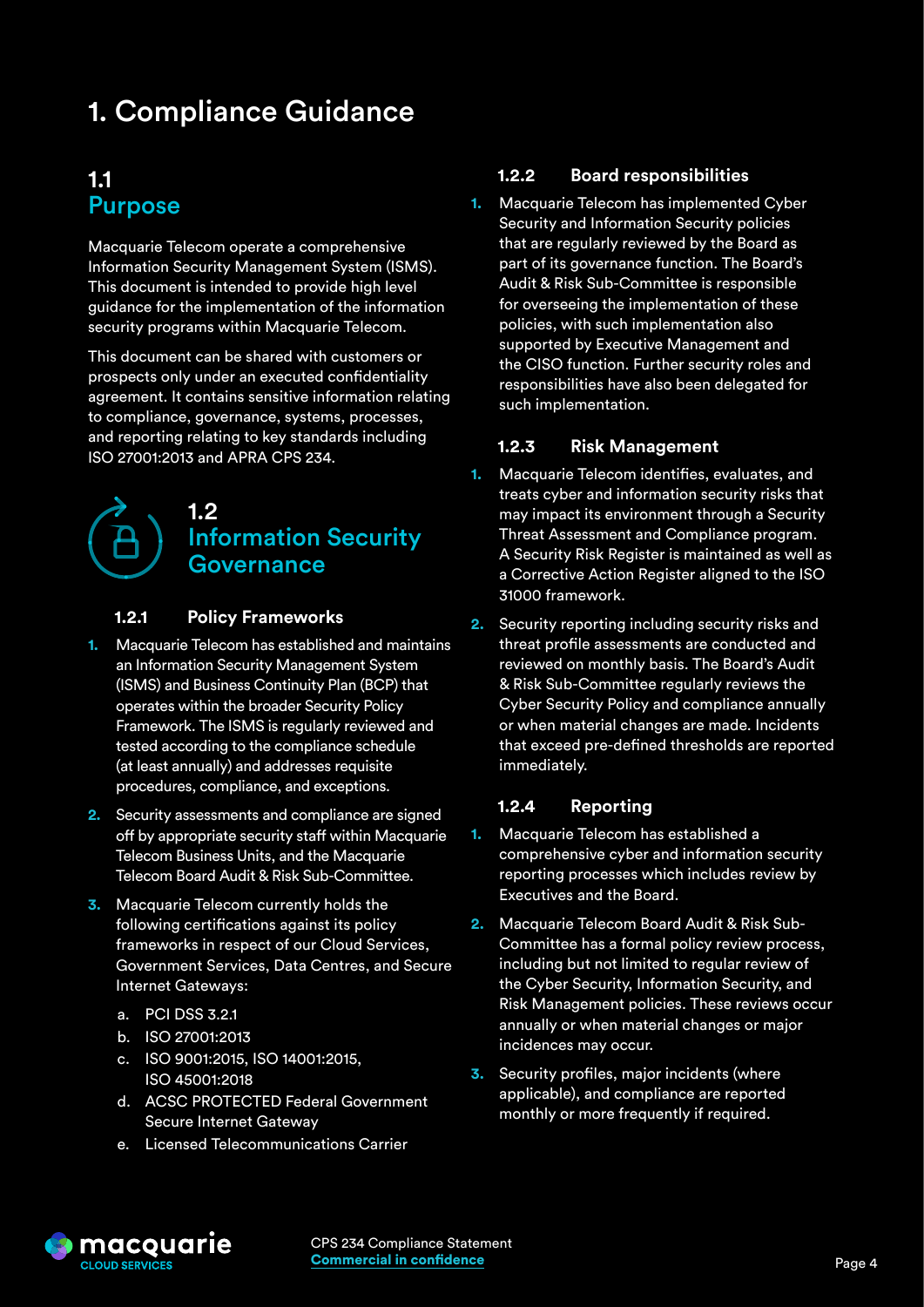# 1. Compliance Guidance

## 1.1 Purpose

Macquarie Telecom operate a comprehensive Information Security Management System (ISMS). This document is intended to provide high level guidance for the implementation of the information security programs within Macquarie Telecom.

This document can be shared with customers or prospects only under an executed confidentiality agreement. It contains sensitive information relating to compliance, governance, systems, processes, and reporting relating to key standards including ISO 27001:2013 and APRA CPS 234.

## 1.2 Information Security Governance

### 1.2.1 Policy Frameworks

1. Macquarie Telecom has established and maintains an Information Security Management System (ISMS) and Business Continuity Plan (BCP) that operates within the broader Security Policy Framework. The ISMS is regularly reviewed and tested according to the compliance schedule (at least annually) and addresses requisite procedures, compliance, and exceptions.
2. Security assessments and compliance are signed off by appropriate security staff within Macquarie Telecom Business Units, and the Macquarie Telecom Board Audit & Risk Sub-Committee.
3. Macquarie Telecom currently holds the following certifications against its policy frameworks in respect of our Cloud Services, Government Services, Data Centres, and Secure Internet Gateways:
   a. PCI DSS 3.2.1
   b. ISO 27001:2013
   c. ISO 9001:2015, ISO 14001:2015, ISO 45001:2018
   d. ACSC PROTECTED Federal Government Secure Internet Gateway
   e. Licensed Telecommunications Carrier

### 1.2.2 Board responsibilities

1. Macquarie Telecom has implemented Cyber Security and Information Security policies that are regularly reviewed by the Board as part of its governance function. The Board's Audit & Risk Sub-Committee is responsible for overseeing the implementation of these policies, with such implementation also supported by Executive Management and the CISO function. Further security roles and responsibilities have also been delegated for such implementation.

### 1.2.3 Risk Management

1. Macquarie Telecom identifies, evaluates, and treats cyber and information security risks that may impact its environment through a Security Threat Assessment and Compliance program. A Security Risk Register is maintained as well as a Corrective Action Register aligned to the ISO 31000 framework.
2. Security reporting including security risks and threat profile assessments are conducted and reviewed on monthly basis. The Board's Audit & Risk Sub-Committee regularly reviews the Cyber Security Policy and compliance annually or when material changes are made. Incidents that exceed pre-defined thresholds are reported immediately.

### 1.2.4 Reporting

1. Macquarie Telecom has established a comprehensive cyber and information security reporting processes which includes review by Executives and the Board.
2. Macquarie Telecom Board Audit & Risk Sub-Committee has a formal policy review process, including but not limited to regular review of the Cyber Security, Information Security, and Risk Management policies. These reviews occur annually or when material changes or major incidences may occur.
3. Security profiles, major incidents (where applicable), and compliance are reported monthly or more frequently if required.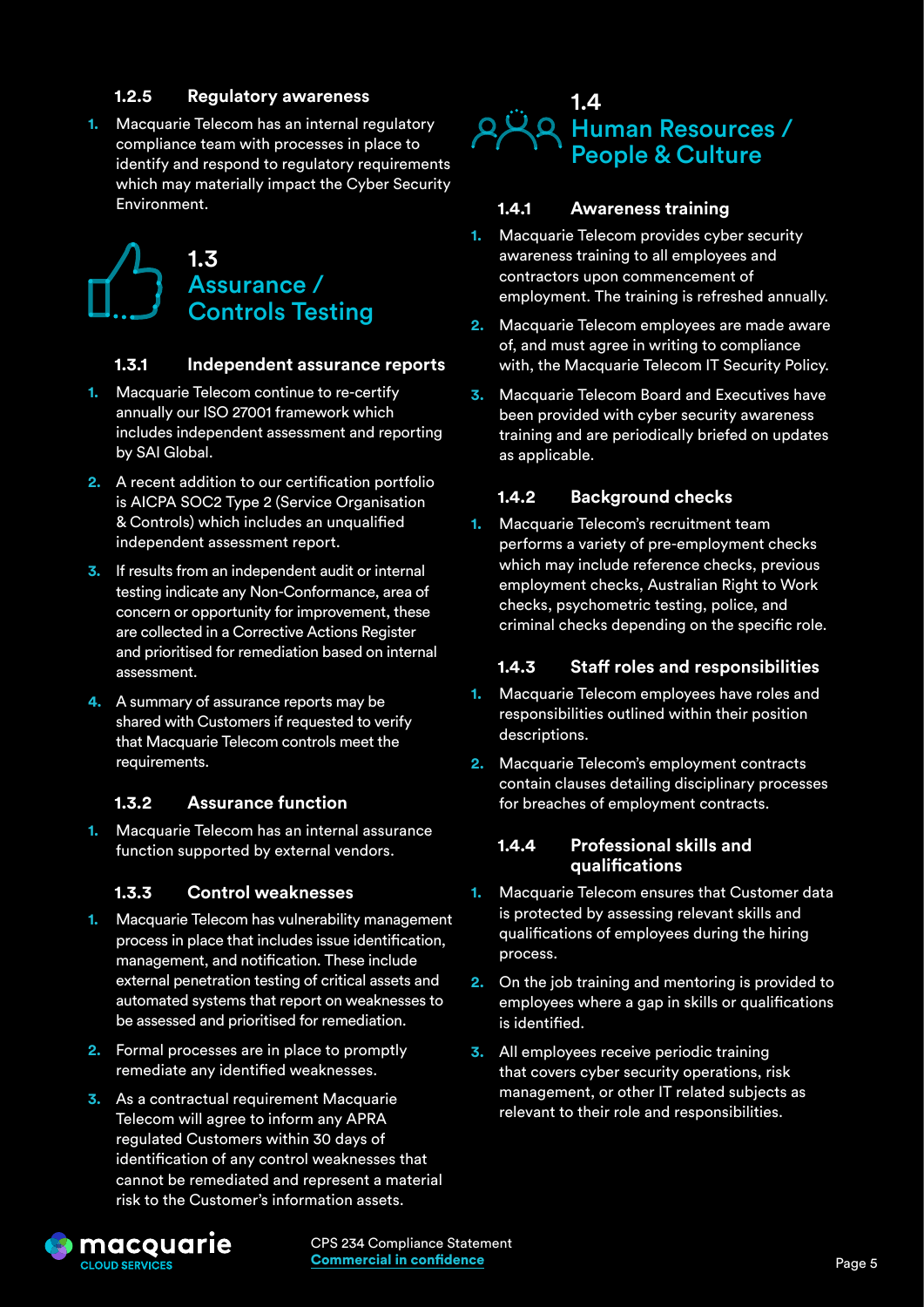#### 1.2.5 Regulatory awareness

1. Macquarie Telecom has an internal regulatory compliance team with processes in place to identify and respond to regulatory requirements which may materially impact the Cyber Security Environment.

## 1.3 Assurance / Controls Testing

### 1.3.1 Independent assurance reports

1. Macquarie Telecom continue to re-certify annually our ISO 27001 framework which includes independent assessment and reporting by SAI Global.
2. A recent addition to our certification portfolio is AICPA SOC2 Type 2 (Service Organisation & Controls) which includes an unqualified independent assessment report.
3. If results from an independent audit or internal testing indicate any Non-Conformance, area of concern or opportunity for improvement, these are collected in a Corrective Actions Register and prioritised for remediation based on internal assessment.
4. A summary of assurance reports may be shared with Customers if requested to verify that Macquarie Telecom controls meet the requirements.

### 1.3.2 Assurance function

1. Macquarie Telecom has an internal assurance function supported by external vendors.

### 1.3.3 Control weaknesses

1. Macquarie Telecom has vulnerability management process in place that includes issue identification, management, and notification. These include external penetration testing of critical assets and automated systems that report on weaknesses to be assessed and prioritised for remediation.
2. Formal processes are in place to promptly remediate any identified weaknesses.
3. As a contractual requirement Macquarie Telecom will agree to inform any APRA regulated Customers within 30 days of identification of any control weaknesses that cannot be remediated and represent a material risk to the Customer's information assets.

## 1.4 Human Resources / People & Culture

### 1.4.1 Awareness training

1. Macquarie Telecom provides cyber security awareness training to all employees and contractors upon commencement of employment. The training is refreshed annually.
2. Macquarie Telecom employees are made aware of, and must agree in writing to compliance with, the Macquarie Telecom IT Security Policy.
3. Macquarie Telecom Board and Executives have been provided with cyber security awareness training and are periodically briefed on updates as applicable.

### 1.4.2 Background checks

1. Macquarie Telecom's recruitment team performs a variety of pre-employment checks which may include reference checks, previous employment checks, Australian Right to Work checks, psychometric testing, police, and criminal checks depending on the specific role.

### 1.4.3 Staff roles and responsibilities

1. Macquarie Telecom employees have roles and responsibilities outlined within their position descriptions.
2. Macquarie Telecom's employment contracts contain clauses detailing disciplinary processes for breaches of employment contracts.

### 1.4.4 Professional skills and qualifications

1. Macquarie Telecom ensures that Customer data is protected by assessing relevant skills and qualifications of employees during the hiring process.
2. On the job training and mentoring is provided to employees where a gap in skills or qualifications is identified.
3. All employees receive periodic training that covers cyber security operations, risk management, or other IT related subjects as relevant to their role and responsibilities.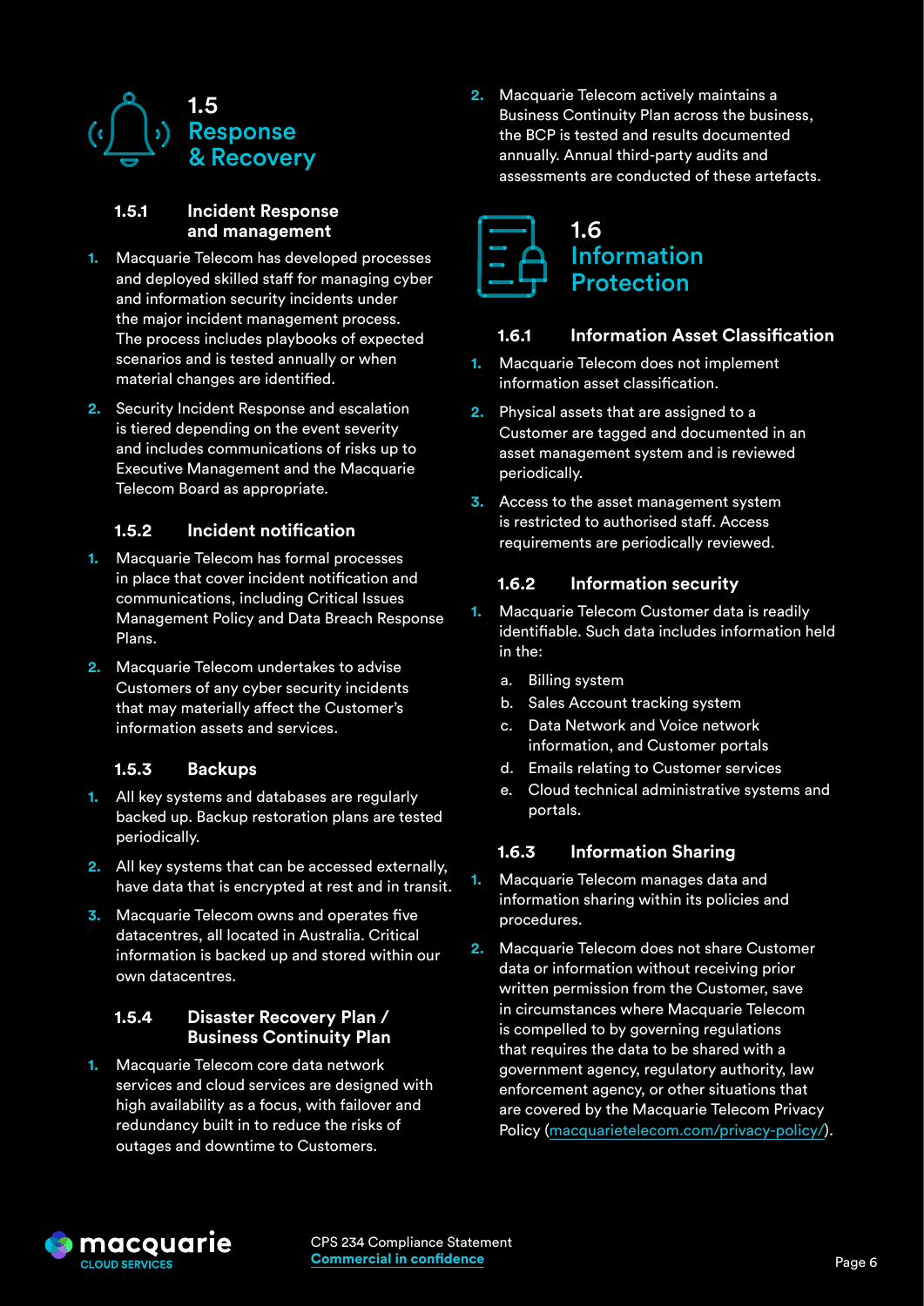## 1.5 Response & Recovery

### 1.5.1 Incident Response and management

1. Macquarie Telecom has developed processes and deployed skilled staff for managing cyber and information security incidents under the major incident management process. The process includes playbooks of expected scenarios and is tested annually or when material changes are identified.
2. Security Incident Response and escalation is tiered depending on the event severity and includes communications of risks up to Executive Management and the Macquarie Telecom Board as appropriate.

### 1.5.2 Incident notification

1. Macquarie Telecom has formal processes in place that cover incident notification and communications, including Critical Issues Management Policy and Data Breach Response Plans.
2. Macquarie Telecom undertakes to advise Customers of any cyber security incidents that may materially affect the Customer's information assets and services.

### 1.5.3 Backups

1. All key systems and databases are regularly backed up. Backup restoration plans are tested periodically.
2. All key systems that can be accessed externally, have data that is encrypted at rest and in transit.
3. Macquarie Telecom owns and operates five datacentres, all located in Australia. Critical information is backed up and stored within our own datacentres.

### 1.5.4 Disaster Recovery Plan / Business Continuity Plan

1. Macquarie Telecom core data network services and cloud services are designed with high availability as a focus, with failover and redundancy built in to reduce the risks of outages and downtime to Customers.
2. Macquarie Telecom actively maintains a Business Continuity Plan across the business, the BCP is tested and results documented annually. Annual third-party audits and assessments are conducted of these artefacts.

## 1.6 Information Protection

### 1.6.1 Information Asset Classification

1. Macquarie Telecom does not implement information asset classification.
2. Physical assets that are assigned to a Customer are tagged and documented in an asset management system and is reviewed periodically.
3. Access to the asset management system is restricted to authorised staff. Access requirements are periodically reviewed.

### 1.6.2 Information security

1. Macquarie Telecom Customer data is readily identifiable. Such data includes information held in the:
   a. Billing system
   b. Sales Account tracking system
   c. Data Network and Voice network information, and Customer portals
   d. Emails relating to Customer services
   e. Cloud technical administrative systems and portals.

### 1.6.3 Information Sharing

1. Macquarie Telecom manages data and information sharing within its policies and procedures.
2. Macquarie Telecom does not share Customer data or information without receiving prior written permission from the Customer, save in circumstances where Macquarie Telecom is compelled to by governing regulations that requires the data to be shared with a government agency, regulatory authority, law enforcement agency, or other situations that are covered by the Macquarie Telecom Privacy Policy (macquarietelecom.com/privacy-policy/).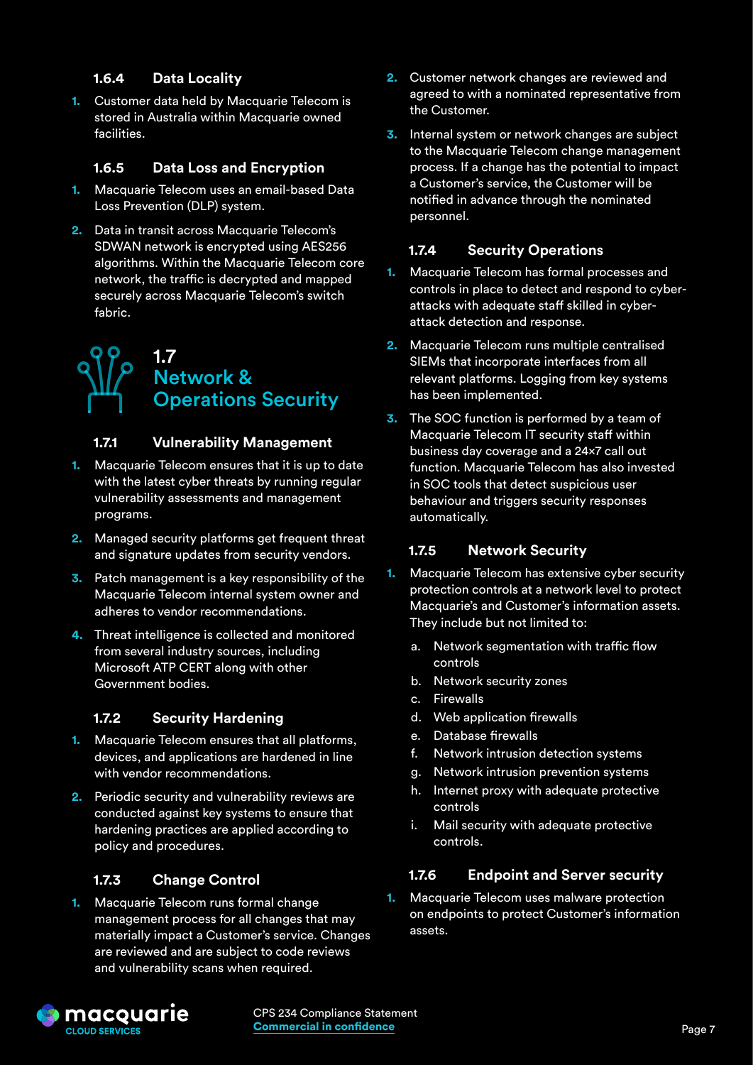### 1.6.4 Data Locality

1. Customer data held by Macquarie Telecom is stored in Australia within Macquarie owned facilities.

### 1.6.5 Data Loss and Encryption

1. Macquarie Telecom uses an email-based Data Loss Prevention (DLP) system.
2. Data in transit across Macquarie Telecom's SDWAN network is encrypted using AES256 algorithms. Within the Macquarie Telecom core network, the traffic is decrypted and mapped securely across Macquarie Telecom's switch fabric.

## 1.7 Network & Operations Security

### 1.7.1 Vulnerability Management

1. Macquarie Telecom ensures that it is up to date with the latest cyber threats by running regular vulnerability assessments and management programs.
2. Managed security platforms get frequent threat and signature updates from security vendors.
3. Patch management is a key responsibility of the Macquarie Telecom internal system owner and adheres to vendor recommendations.
4. Threat intelligence is collected and monitored from several industry sources, including Microsoft ATP CERT along with other Government bodies.

### 1.7.2 Security Hardening

1. Macquarie Telecom ensures that all platforms, devices, and applications are hardened in line with vendor recommendations.
2. Periodic security and vulnerability reviews are conducted against key systems to ensure that hardening practices are applied according to policy and procedures.

### 1.7.3 Change Control

1. Macquarie Telecom runs formal change management process for all changes that may materially impact a Customer's service. Changes are reviewed and are subject to code reviews and vulnerability scans when required.
2. Customer network changes are reviewed and agreed to with a nominated representative from the Customer.
3. Internal system or network changes are subject to the Macquarie Telecom change management process. If a change has the potential to impact a Customer's service, the Customer will be notified in advance through the nominated personnel.

### 1.7.4 Security Operations

1. Macquarie Telecom has formal processes and controls in place to detect and respond to cyber-attacks with adequate staff skilled in cyber-attack detection and response.
2. Macquarie Telecom runs multiple centralised SIEMs that incorporate interfaces from all relevant platforms. Logging from key systems has been implemented.
3. The SOC function is performed by a team of Macquarie Telecom IT security staff within business day coverage and a 24×7 call out function. Macquarie Telecom has also invested in SOC tools that detect suspicious user behaviour and triggers security responses automatically.

### 1.7.5 Network Security

1. Macquarie Telecom has extensive cyber security protection controls at a network level to protect Macquarie's and Customer's information assets. They include but not limited to:
   a. Network segmentation with traffic flow controls
   b. Network security zones
   c. Firewalls
   d. Web application firewalls
   e. Database firewalls
   f. Network intrusion detection systems
   g. Network intrusion prevention systems
   h. Internet proxy with adequate protective controls
   i. Mail security with adequate protective controls.

### 1.7.6 Endpoint and Server security

1. Macquarie Telecom uses malware protection on endpoints to protect Customer's information assets.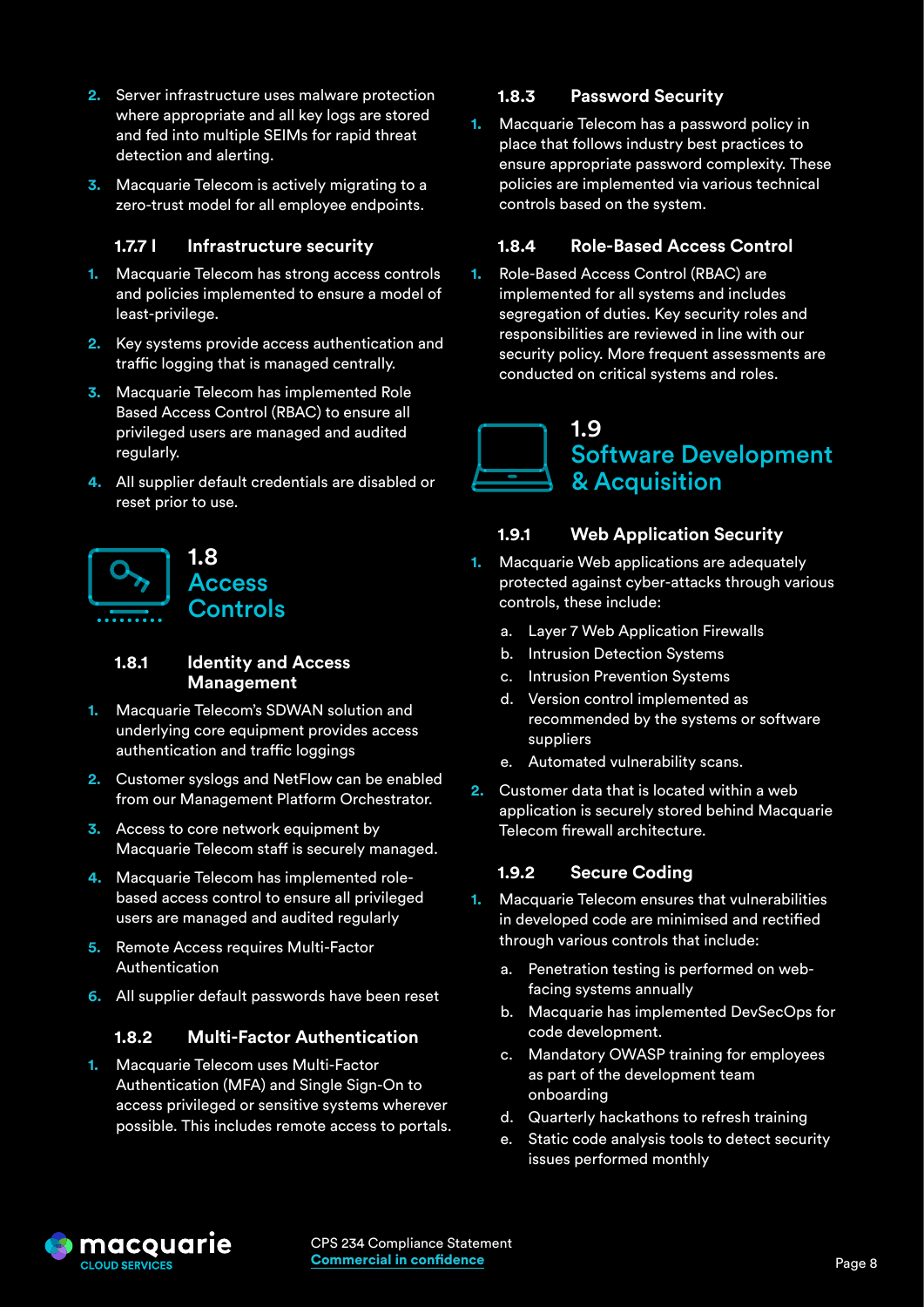2. Server infrastructure uses malware protection where appropriate and all key logs are stored and fed into multiple SEIMs for rapid threat detection and alerting.
3. Macquarie Telecom is actively migrating to a zero-trust model for all employee endpoints.

### 1.7.7 | Infrastructure security

1. Macquarie Telecom has strong access controls and policies implemented to ensure a model of least-privilege.
2. Key systems provide access authentication and traffic logging that is managed centrally.
3. Macquarie Telecom has implemented Role Based Access Control (RBAC) to ensure all privileged users are managed and audited regularly.
4. All supplier default credentials are disabled or reset prior to use.

## 1.8 Access Controls

### 1.8.1 Identity and Access Management

1. Macquarie Telecom's SDWAN solution and underlying core equipment provides access authentication and traffic loggings
2. Customer syslogs and NetFlow can be enabled from our Management Platform Orchestrator.
3. Access to core network equipment by Macquarie Telecom staff is securely managed.
4. Macquarie Telecom has implemented role-based access control to ensure all privileged users are managed and audited regularly
5. Remote Access requires Multi-Factor Authentication
6. All supplier default passwords have been reset

### 1.8.2 Multi-Factor Authentication

1. Macquarie Telecom uses Multi-Factor Authentication (MFA) and Single Sign-On to access privileged or sensitive systems wherever possible. This includes remote access to portals.

### 1.8.3 Password Security

1. Macquarie Telecom has a password policy in place that follows industry best practices to ensure appropriate password complexity. These policies are implemented via various technical controls based on the system.

### 1.8.4 Role-Based Access Control

1. Role-Based Access Control (RBAC) are implemented for all systems and includes segregation of duties. Key security roles and responsibilities are reviewed in line with our security policy. More frequent assessments are conducted on critical systems and roles.

## 1.9 Software Development & Acquisition

### 1.9.1 Web Application Security

1. Macquarie Web applications are adequately protected against cyber-attacks through various controls, these include:
   a. Layer 7 Web Application Firewalls
   b. Intrusion Detection Systems
   c. Intrusion Prevention Systems
   d. Version control implemented as recommended by the systems or software suppliers
   e. Automated vulnerability scans.
2. Customer data that is located within a web application is securely stored behind Macquarie Telecom firewall architecture.

### 1.9.2 Secure Coding

1. Macquarie Telecom ensures that vulnerabilities in developed code are minimised and rectified through various controls that include:
   a. Penetration testing is performed on web-facing systems annually
   b. Macquarie has implemented DevSecOps for code development.
   c. Mandatory OWASP training for employees as part of the development team onboarding
   d. Quarterly hackathons to refresh training
   e. Static code analysis tools to detect security issues performed monthly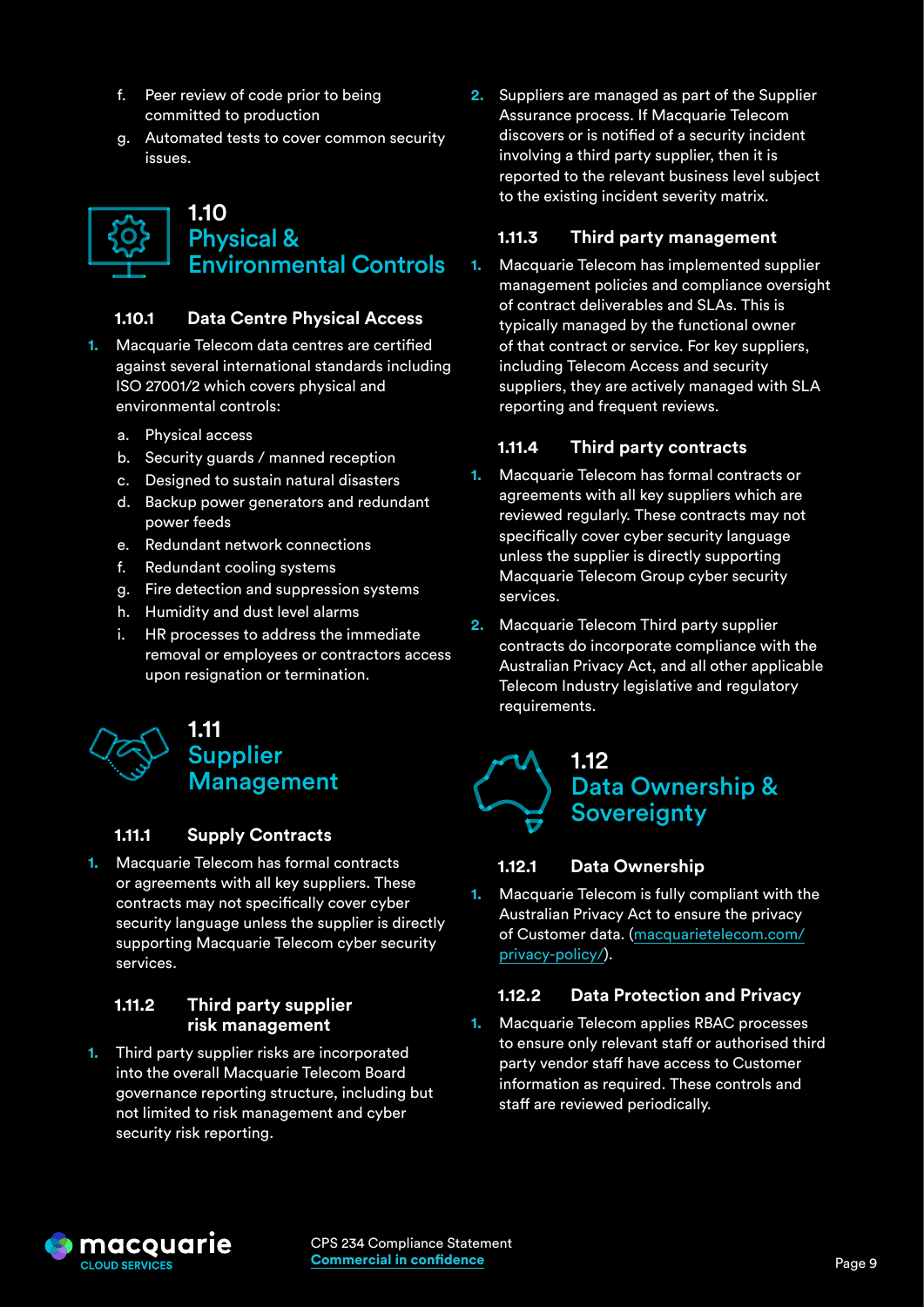f. Peer review of code prior to being committed to production
g. Automated tests to cover common security issues.

## 1.10 Physical & Environmental Controls

### 1.10.1 Data Centre Physical Access

1. Macquarie Telecom data centres are certified against several international standards including ISO 27001/2 which covers physical and environmental controls:
   a. Physical access
   b. Security guards / manned reception
   c. Designed to sustain natural disasters
   d. Backup power generators and redundant power feeds
   e. Redundant network connections
   f. Redundant cooling systems
   g. Fire detection and suppression systems
   h. Humidity and dust level alarms
   i. HR processes to address the immediate removal or employees or contractors access upon resignation or termination.

## 1.11 Supplier Management

### 1.11.1 Supply Contracts

1. Macquarie Telecom has formal contracts or agreements with all key suppliers. These contracts may not specifically cover cyber security language unless the supplier is directly supporting Macquarie Telecom cyber security services.

### 1.11.2 Third party supplier risk management

1. Third party supplier risks are incorporated into the overall Macquarie Telecom Board governance reporting structure, including but not limited to risk management and cyber security risk reporting.
2. Suppliers are managed as part of the Supplier Assurance process. If Macquarie Telecom discovers or is notified of a security incident involving a third party supplier, then it is reported to the relevant business level subject to the existing incident severity matrix.

### 1.11.3 Third party management

1. Macquarie Telecom has implemented supplier management policies and compliance oversight of contract deliverables and SLAs. This is typically managed by the functional owner of that contract or service. For key suppliers, including Telecom Access and security suppliers, they are actively managed with SLA reporting and frequent reviews.

### 1.11.4 Third party contracts

1. Macquarie Telecom has formal contracts or agreements with all key suppliers which are reviewed regularly. These contracts may not specifically cover cyber security language unless the supplier is directly supporting Macquarie Telecom Group cyber security services.
2. Macquarie Telecom Third party supplier contracts do incorporate compliance with the Australian Privacy Act, and all other applicable Telecom Industry legislative and regulatory requirements.

## 1.12 Data Ownership & Sovereignty

### 1.12.1 Data Ownership

1. Macquarie Telecom is fully compliant with the Australian Privacy Act to ensure the privacy of Customer data. (macquarietelecom.com/privacy-policy/).

### 1.12.2 Data Protection and Privacy

1. Macquarie Telecom applies RBAC processes to ensure only relevant staff or authorised third party vendor staff have access to Customer information as required. These controls and staff are reviewed periodically.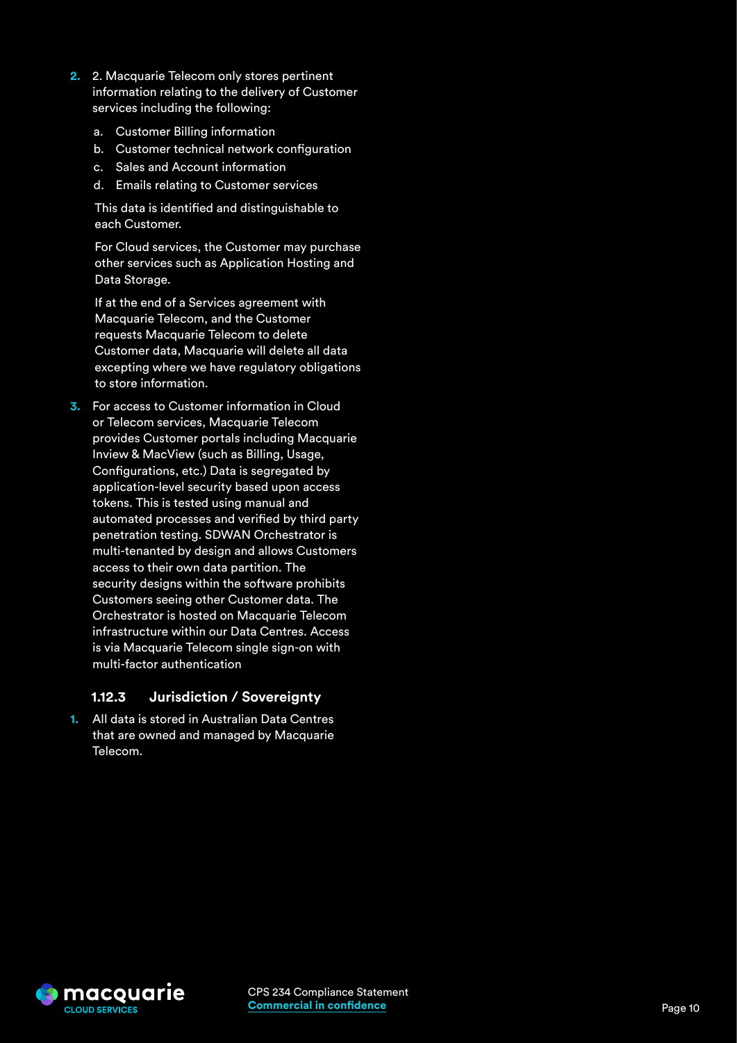2. 2. Macquarie Telecom only stores pertinent information relating to the delivery of Customer services including the following:

   a. Customer Billing information
   b. Customer technical network configuration
   c. Sales and Account information
   d. Emails relating to Customer services

   This data is identified and distinguishable to each Customer.

   For Cloud services, the Customer may purchase other services such as Application Hosting and Data Storage.

   If at the end of a Services agreement with Macquarie Telecom, and the Customer requests Macquarie Telecom to delete Customer data, Macquarie will delete all data excepting where we have regulatory obligations to store information.

3. For access to Customer information in Cloud or Telecom services, Macquarie Telecom provides Customer portals including Macquarie Inview & MacView (such as Billing, Usage, Configurations, etc.) Data is segregated by application-level security based upon access tokens. This is tested using manual and automated processes and verified by third party penetration testing. SDWAN Orchestrator is multi-tenanted by design and allows Customers access to their own data partition. The security designs within the software prohibits Customers seeing other Customer data. The Orchestrator is hosted on Macquarie Telecom infrastructure within our Data Centres. Access is via Macquarie Telecom single sign-on with multi-factor authentication

### 1.12.3 Jurisdiction / Sovereignty

1. All data is stored in Australian Data Centres that are owned and managed by Macquarie Telecom.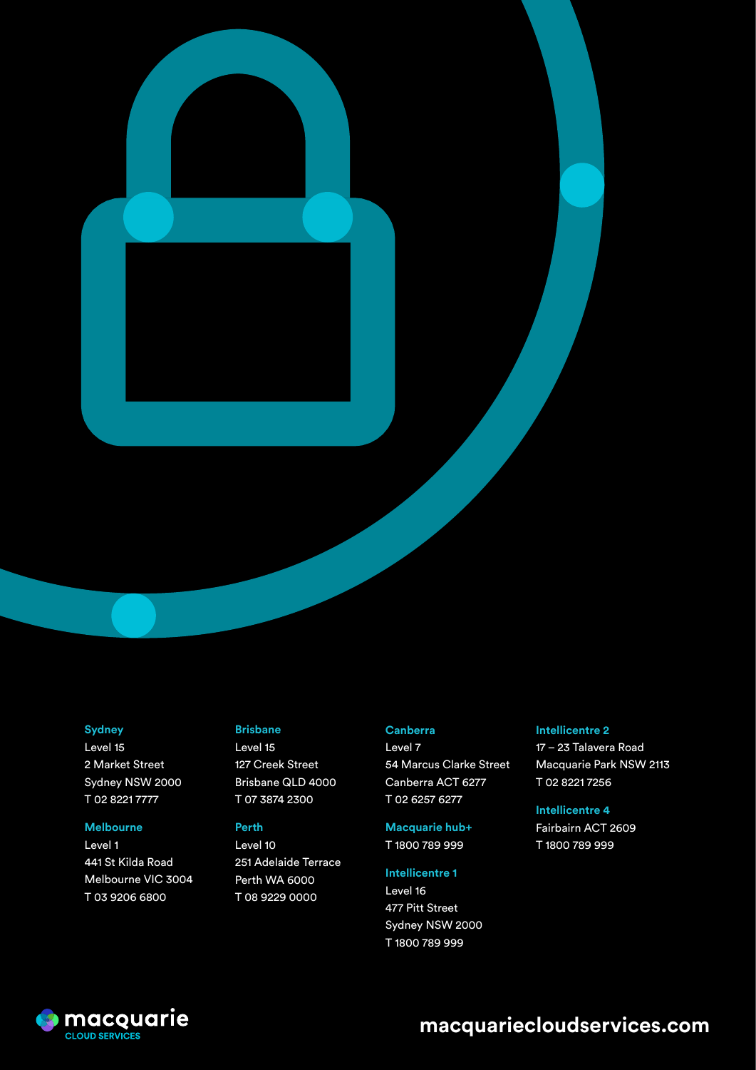**Sydney**
Level 15
2 Market Street
Sydney NSW 2000
T 02 8221 7777

**Melbourne**
Level 1
441 St Kilda Road
Melbourne VIC 3004
T 03 9206 6800

**Brisbane**
Level 15
127 Creek Street
Brisbane QLD 4000
T 07 3874 2300

**Perth**
Level 10
251 Adelaide Terrace
Perth WA 6000
T 08 9229 0000

**Canberra**
Level 7
54 Marcus Clarke Street
Canberra ACT 6277
T 02 6257 6277

**Macquarie hub+**
T 1800 789 999

**Intellicentre 1**
Level 16
477 Pitt Street
Sydney NSW 2000
T 1800 789 999

**Intellicentre 2**
17 – 23 Talavera Road
Macquarie Park NSW 2113
T 02 8221 7256

**Intellicentre 4**
Fairbairn ACT 2609
T 1800 789 999

macquarie CLOUD SERVICES

**macquariecloudservices.com**